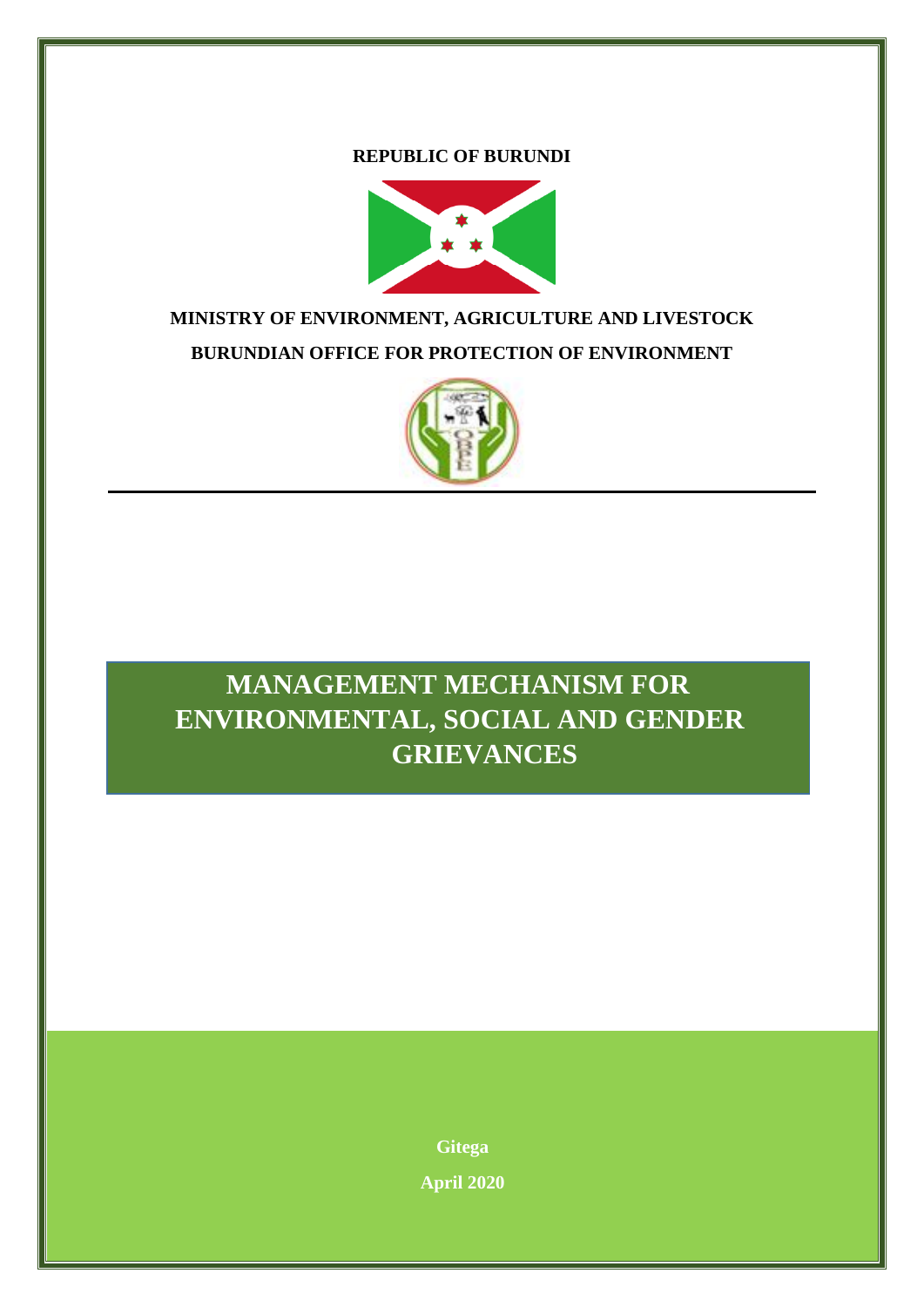**REPUBLIC OF BURUNDI**

**MINISTRY OF ENVIRONMENT, AGRICULTURE AND LIVESTOCK**

**BURUNDIAN OFFICE FOR PROTECTION OF ENVIRONMENT**

# MANAGEMENT MECHANISM FOR ENVIRONMENTAL, SOCIAL AND GENDER GRIEVANCES

**Gitega**

**April 2020**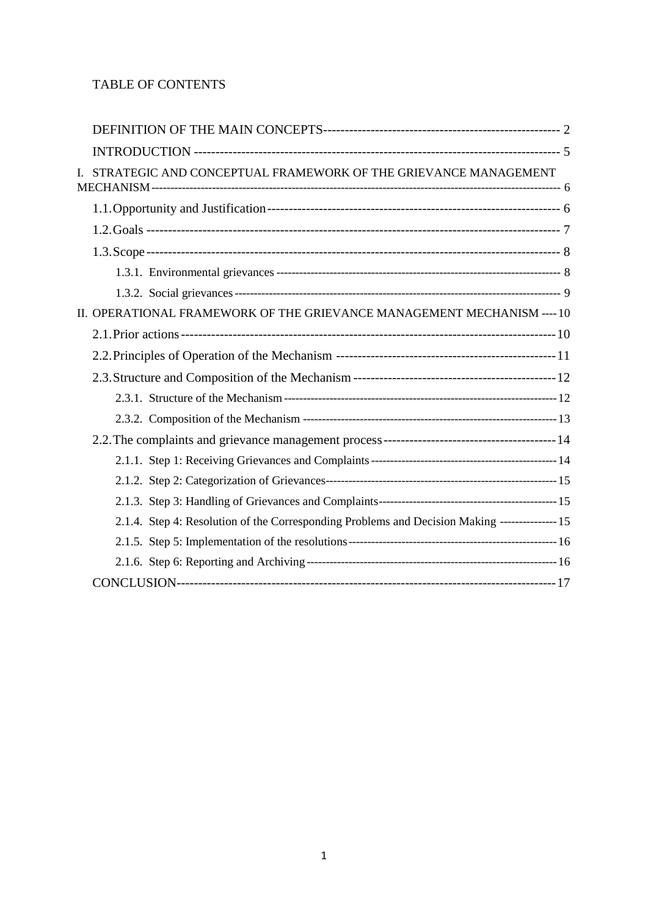TABLE OF CONTENTS

DEFINITION OF THE MAIN CONCEPTS ------------------------------------------------------- 2

INTRODUCTION ------------------------------------------------------------------------------------ 5

I. STRATEGIC AND CONCEPTUAL FRAMEWORK OF THE GRIEVANCE MANAGEMENT MECHANISM ------------------------------------------------------------------------------------------------ 6

1.1. Opportunity and Justification --------------------------------------------------------------- 6

1.2. Goals ------------------------------------------------------------------------------------------------ 7

1.3. Scope ------------------------------------------------------------------------------------------------ 8

1.3.1. Environmental grievances ---------------------------------------------------------------- 8

1.3.2. Social grievances ----------------------------------------------------------------------------- 9

II. OPERATIONAL FRAMEWORK OF THE GRIEVANCE MANAGEMENT MECHANISM ---- 10

2.1. Prior actions ---------------------------------------------------------------------------------------- 10

2.2. Principles of Operation of the Mechanism --------------------------------------------------- 11

2.3. Structure and Composition of the Mechanism ---------------------------------------------- 12

2.3.1. Structure of the Mechanism --------------------------------------------------------------- 12

2.3.2. Composition of the Mechanism ---------------------------------------------------------- 13

2.2. The complaints and grievance management process ------------------------------------- 14

2.1.1. Step 1: Receiving Grievances and Complaints ---------------------------------------- 14

2.1.2. Step 2: Categorization of Grievances ---------------------------------------------------- 15

2.1.3. Step 3: Handling of Grievances and Complaints -------------------------------------- 15

2.1.4. Step 4: Resolution of the Corresponding Problems and Decision Making ------- 15

2.1.5. Step 5: Implementation of the resolutions --------------------------------------------- 16

2.1.6. Step 6: Reporting and Archiving --------------------------------------------------------- 16

CONCLUSION -------------------------------------------------------------------------------------------- 17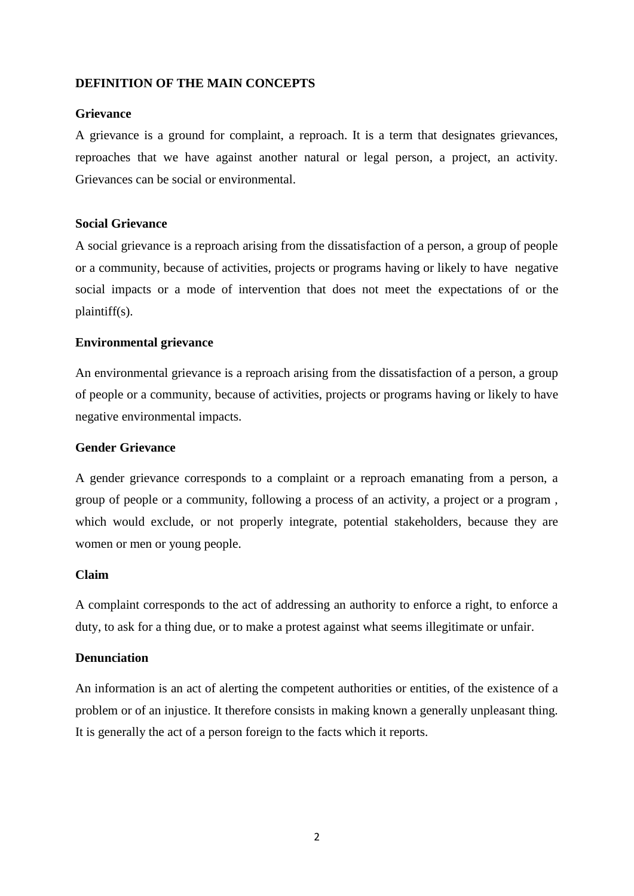## DEFINITION OF THE MAIN CONCEPTS

### Grievance

A grievance is a ground for complaint, a reproach. It is a term that designates grievances, reproaches that we have against another natural or legal person, a project, an activity. Grievances can be social or environmental.

### Social Grievance

A social grievance is a reproach arising from the dissatisfaction of a person, a group of people or a community, because of activities, projects or programs having or likely to have negative social impacts or a mode of intervention that does not meet the expectations of or the plaintiff(s).

### Environmental grievance

An environmental grievance is a reproach arising from the dissatisfaction of a person, a group of people or a community, because of activities, projects or programs having or likely to have negative environmental impacts.

### Gender Grievance

A gender grievance corresponds to a complaint or a reproach emanating from a person, a group of people or a community, following a process of an activity, a project or a program , which would exclude, or not properly integrate, potential stakeholders, because they are women or men or young people.

### Claim

A complaint corresponds to the act of addressing an authority to enforce a right, to enforce a duty, to ask for a thing due, or to make a protest against what seems illegitimate or unfair.

### Denunciation

An information is an act of alerting the competent authorities or entities, of the existence of a problem or of an injustice. It therefore consists in making known a generally unpleasant thing. It is generally the act of a person foreign to the facts which it reports.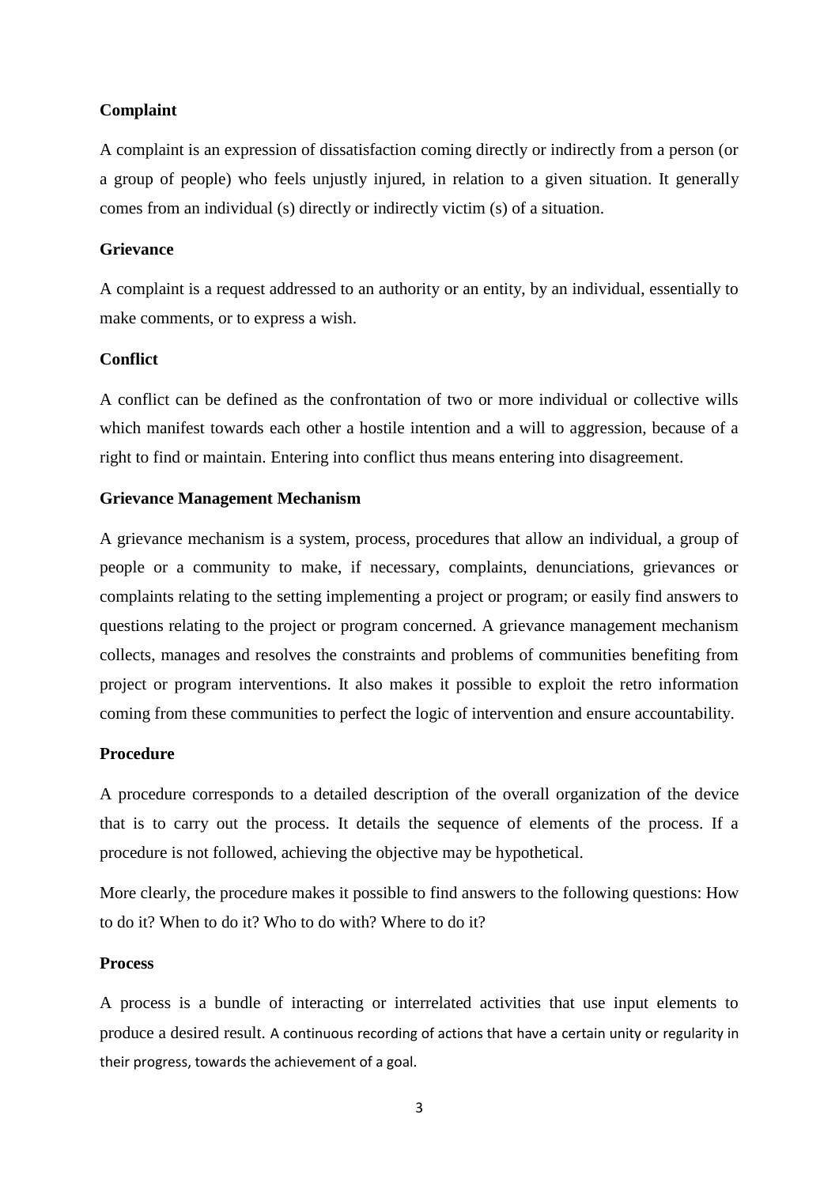**Complaint**

A complaint is an expression of dissatisfaction coming directly or indirectly from a person (or a group of people) who feels unjustly injured, in relation to a given situation. It generally comes from an individual (s) directly or indirectly victim (s) of a situation.

**Grievance**

A complaint is a request addressed to an authority or an entity, by an individual, essentially to make comments, or to express a wish.

**Conflict**

A conflict can be defined as the confrontation of two or more individual or collective wills which manifest towards each other a hostile intention and a will to aggression, because of a right to find or maintain. Entering into conflict thus means entering into disagreement.

**Grievance Management Mechanism**

A grievance mechanism is a system, process, procedures that allow an individual, a group of people or a community to make, if necessary, complaints, denunciations, grievances or complaints relating to the setting implementing a project or program; or easily find answers to questions relating to the project or program concerned. A grievance management mechanism collects, manages and resolves the constraints and problems of communities benefiting from project or program interventions. It also makes it possible to exploit the retro information coming from these communities to perfect the logic of intervention and ensure accountability.

**Procedure**

A procedure corresponds to a detailed description of the overall organization of the device that is to carry out the process. It details the sequence of elements of the process. If a procedure is not followed, achieving the objective may be hypothetical.

More clearly, the procedure makes it possible to find answers to the following questions: How to do it? When to do it? Who to do with? Where to do it?

**Process**

A process is a bundle of interacting or interrelated activities that use input elements to produce a desired result. A continuous recording of actions that have a certain unity or regularity in their progress, towards the achievement of a goal.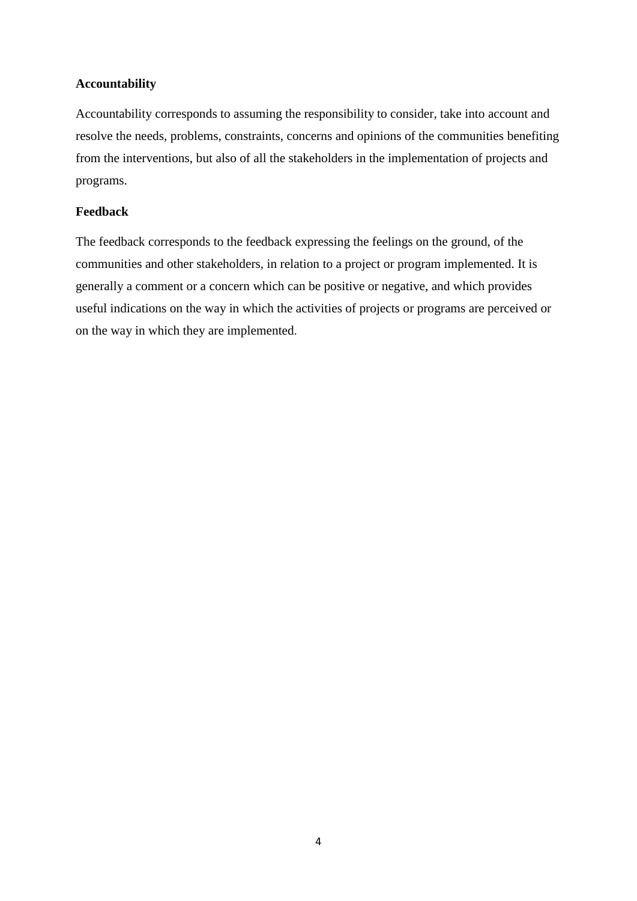**Accountability**

Accountability corresponds to assuming the responsibility to consider, take into account and resolve the needs, problems, constraints, concerns and opinions of the communities benefiting from the interventions, but also of all the stakeholders in the implementation of projects and programs.

**Feedback**

The feedback corresponds to the feedback expressing the feelings on the ground, of the communities and other stakeholders, in relation to a project or program implemented. It is generally a comment or a concern which can be positive or negative, and which provides useful indications on the way in which the activities of projects or programs are perceived or on the way in which they are implemented.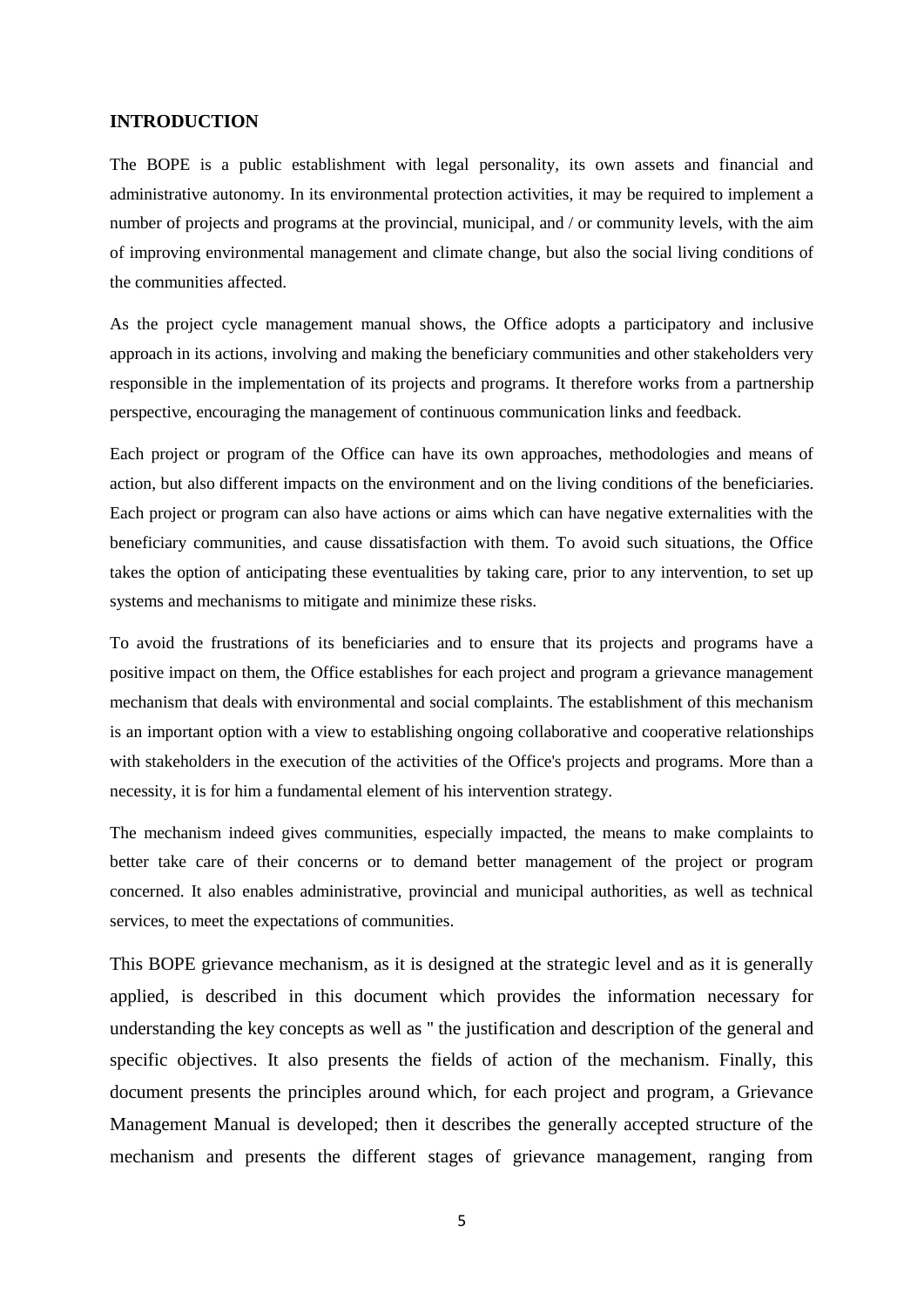## INTRODUCTION

The BOPE is a public establishment with legal personality, its own assets and financial and administrative autonomy. In its environmental protection activities, it may be required to implement a number of projects and programs at the provincial, municipal, and / or community levels, with the aim of improving environmental management and climate change, but also the social living conditions of the communities affected.

As the project cycle management manual shows, the Office adopts a participatory and inclusive approach in its actions, involving and making the beneficiary communities and other stakeholders very responsible in the implementation of its projects and programs. It therefore works from a partnership perspective, encouraging the management of continuous communication links and feedback.

Each project or program of the Office can have its own approaches, methodologies and means of action, but also different impacts on the environment and on the living conditions of the beneficiaries. Each project or program can also have actions or aims which can have negative externalities with the beneficiary communities, and cause dissatisfaction with them. To avoid such situations, the Office takes the option of anticipating these eventualities by taking care, prior to any intervention, to set up systems and mechanisms to mitigate and minimize these risks.

To avoid the frustrations of its beneficiaries and to ensure that its projects and programs have a positive impact on them, the Office establishes for each project and program a grievance management mechanism that deals with environmental and social complaints. The establishment of this mechanism is an important option with a view to establishing ongoing collaborative and cooperative relationships with stakeholders in the execution of the activities of the Office's projects and programs. More than a necessity, it is for him a fundamental element of his intervention strategy.

The mechanism indeed gives communities, especially impacted, the means to make complaints to better take care of their concerns or to demand better management of the project or program concerned. It also enables administrative, provincial and municipal authorities, as well as technical services, to meet the expectations of communities.

This BOPE grievance mechanism, as it is designed at the strategic level and as it is generally applied, is described in this document which provides the information necessary for understanding the key concepts as well as " the justification and description of the general and specific objectives. It also presents the fields of action of the mechanism. Finally, this document presents the principles around which, for each project and program, a Grievance Management Manual is developed; then it describes the generally accepted structure of the mechanism and presents the different stages of grievance management, ranging from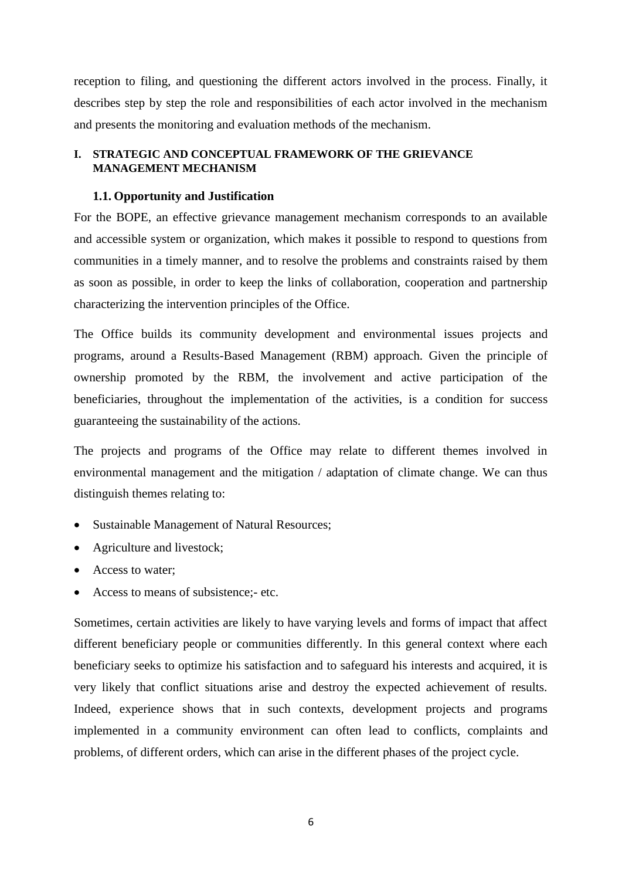reception to filing, and questioning the different actors involved in the process. Finally, it describes step by step the role and responsibilities of each actor involved in the mechanism and presents the monitoring and evaluation methods of the mechanism.

# I. STRATEGIC AND CONCEPTUAL FRAMEWORK OF THE GRIEVANCE MANAGEMENT MECHANISM

## 1.1. Opportunity and Justification

For the BOPE, an effective grievance management mechanism corresponds to an available and accessible system or organization, which makes it possible to respond to questions from communities in a timely manner, and to resolve the problems and constraints raised by them as soon as possible, in order to keep the links of collaboration, cooperation and partnership characterizing the intervention principles of the Office.

The Office builds its community development and environmental issues projects and programs, around a Results-Based Management (RBM) approach. Given the principle of ownership promoted by the RBM, the involvement and active participation of the beneficiaries, throughout the implementation of the activities, is a condition for success guaranteeing the sustainability of the actions.

The projects and programs of the Office may relate to different themes involved in environmental management and the mitigation / adaptation of climate change. We can thus distinguish themes relating to:

- Sustainable Management of Natural Resources;
- Agriculture and livestock;
- Access to water;
- Access to means of subsistence;- etc.

Sometimes, certain activities are likely to have varying levels and forms of impact that affect different beneficiary people or communities differently. In this general context where each beneficiary seeks to optimize his satisfaction and to safeguard his interests and acquired, it is very likely that conflict situations arise and destroy the expected achievement of results. Indeed, experience shows that in such contexts, development projects and programs implemented in a community environment can often lead to conflicts, complaints and problems, of different orders, which can arise in the different phases of the project cycle.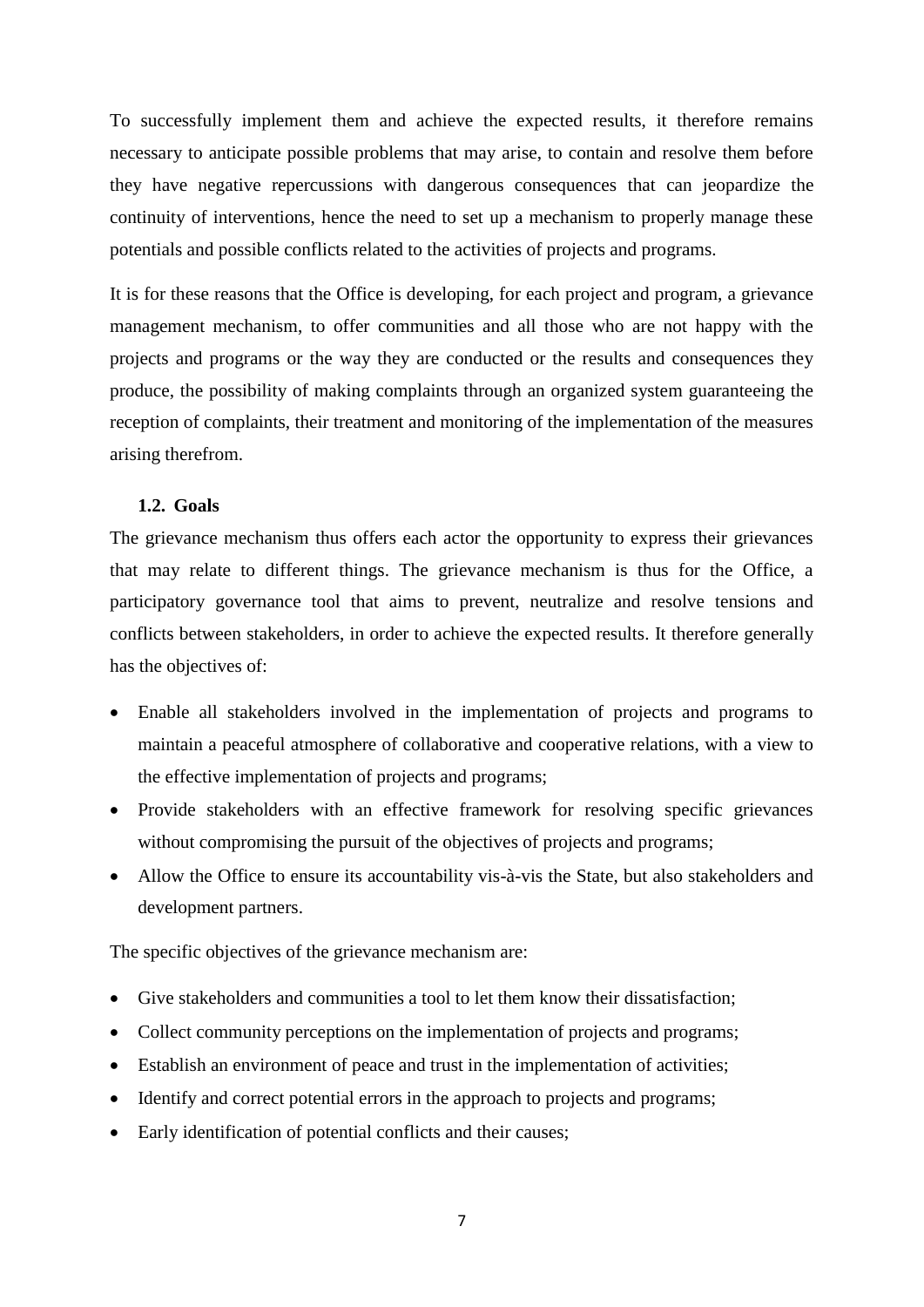To successfully implement them and achieve the expected results, it therefore remains necessary to anticipate possible problems that may arise, to contain and resolve them before they have negative repercussions with dangerous consequences that can jeopardize the continuity of interventions, hence the need to set up a mechanism to properly manage these potentials and possible conflicts related to the activities of projects and programs.

It is for these reasons that the Office is developing, for each project and program, a grievance management mechanism, to offer communities and all those who are not happy with the projects and programs or the way they are conducted or the results and consequences they produce, the possibility of making complaints through an organized system guaranteeing the reception of complaints, their treatment and monitoring of the implementation of the measures arising therefrom.

### 1.2. Goals

The grievance mechanism thus offers each actor the opportunity to express their grievances that may relate to different things. The grievance mechanism is thus for the Office, a participatory governance tool that aims to prevent, neutralize and resolve tensions and conflicts between stakeholders, in order to achieve the expected results. It therefore generally has the objectives of:

- Enable all stakeholders involved in the implementation of projects and programs to maintain a peaceful atmosphere of collaborative and cooperative relations, with a view to the effective implementation of projects and programs;
- Provide stakeholders with an effective framework for resolving specific grievances without compromising the pursuit of the objectives of projects and programs;
- Allow the Office to ensure its accountability vis-à-vis the State, but also stakeholders and development partners.

The specific objectives of the grievance mechanism are:

- Give stakeholders and communities a tool to let them know their dissatisfaction;
- Collect community perceptions on the implementation of projects and programs;
- Establish an environment of peace and trust in the implementation of activities;
- Identify and correct potential errors in the approach to projects and programs;
- Early identification of potential conflicts and their causes;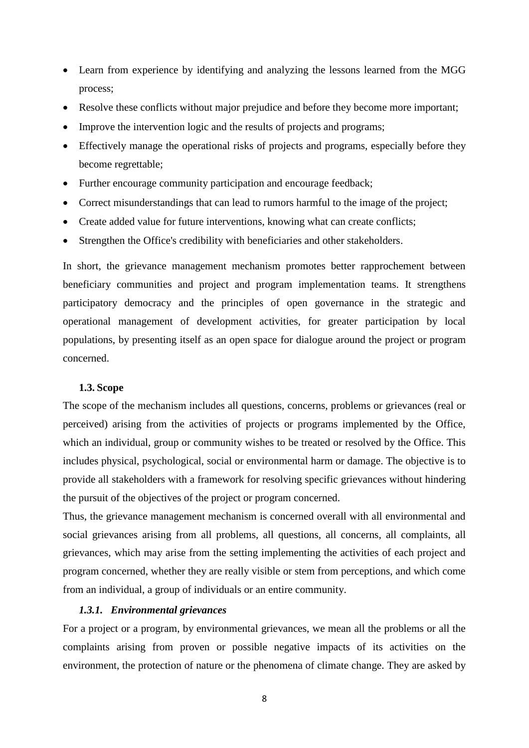- Learn from experience by identifying and analyzing the lessons learned from the MGG process;
- Resolve these conflicts without major prejudice and before they become more important;
- Improve the intervention logic and the results of projects and programs;
- Effectively manage the operational risks of projects and programs, especially before they become regrettable;
- Further encourage community participation and encourage feedback;
- Correct misunderstandings that can lead to rumors harmful to the image of the project;
- Create added value for future interventions, knowing what can create conflicts;
- Strengthen the Office's credibility with beneficiaries and other stakeholders.

In short, the grievance management mechanism promotes better rapprochement between beneficiary communities and project and program implementation teams. It strengthens participatory democracy and the principles of open governance in the strategic and operational management of development activities, for greater participation by local populations, by presenting itself as an open space for dialogue around the project or program concerned.

### 1.3. Scope

The scope of the mechanism includes all questions, concerns, problems or grievances (real or perceived) arising from the activities of projects or programs implemented by the Office, which an individual, group or community wishes to be treated or resolved by the Office. This includes physical, psychological, social or environmental harm or damage. The objective is to provide all stakeholders with a framework for resolving specific grievances without hindering the pursuit of the objectives of the project or program concerned.

Thus, the grievance management mechanism is concerned overall with all environmental and social grievances arising from all problems, all questions, all concerns, all complaints, all grievances, which may arise from the setting implementing the activities of each project and program concerned, whether they are really visible or stem from perceptions, and which come from an individual, a group of individuals or an entire community.

#### *1.3.1. Environmental grievances*

For a project or a program, by environmental grievances, we mean all the problems or all the complaints arising from proven or possible negative impacts of its activities on the environment, the protection of nature or the phenomena of climate change. They are asked by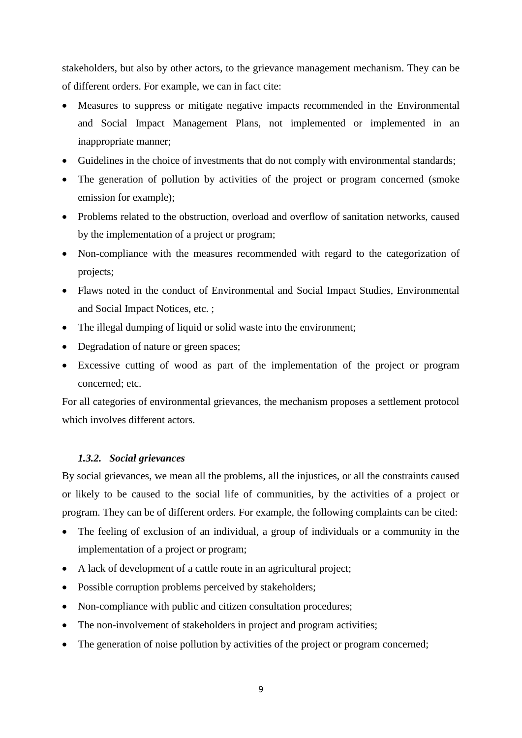stakeholders, but also by other actors, to the grievance management mechanism. They can be of different orders. For example, we can in fact cite:

- Measures to suppress or mitigate negative impacts recommended in the Environmental and Social Impact Management Plans, not implemented or implemented in an inappropriate manner;
- Guidelines in the choice of investments that do not comply with environmental standards;
- The generation of pollution by activities of the project or program concerned (smoke emission for example);
- Problems related to the obstruction, overload and overflow of sanitation networks, caused by the implementation of a project or program;
- Non-compliance with the measures recommended with regard to the categorization of projects;
- Flaws noted in the conduct of Environmental and Social Impact Studies, Environmental and Social Impact Notices, etc. ;
- The illegal dumping of liquid or solid waste into the environment;
- Degradation of nature or green spaces;
- Excessive cutting of wood as part of the implementation of the project or program concerned; etc.

For all categories of environmental grievances, the mechanism proposes a settlement protocol which involves different actors.

#### *1.3.2. Social grievances*

By social grievances, we mean all the problems, all the injustices, or all the constraints caused or likely to be caused to the social life of communities, by the activities of a project or program. They can be of different orders. For example, the following complaints can be cited:

- The feeling of exclusion of an individual, a group of individuals or a community in the implementation of a project or program;
- A lack of development of a cattle route in an agricultural project;
- Possible corruption problems perceived by stakeholders;
- Non-compliance with public and citizen consultation procedures;
- The non-involvement of stakeholders in project and program activities;
- The generation of noise pollution by activities of the project or program concerned;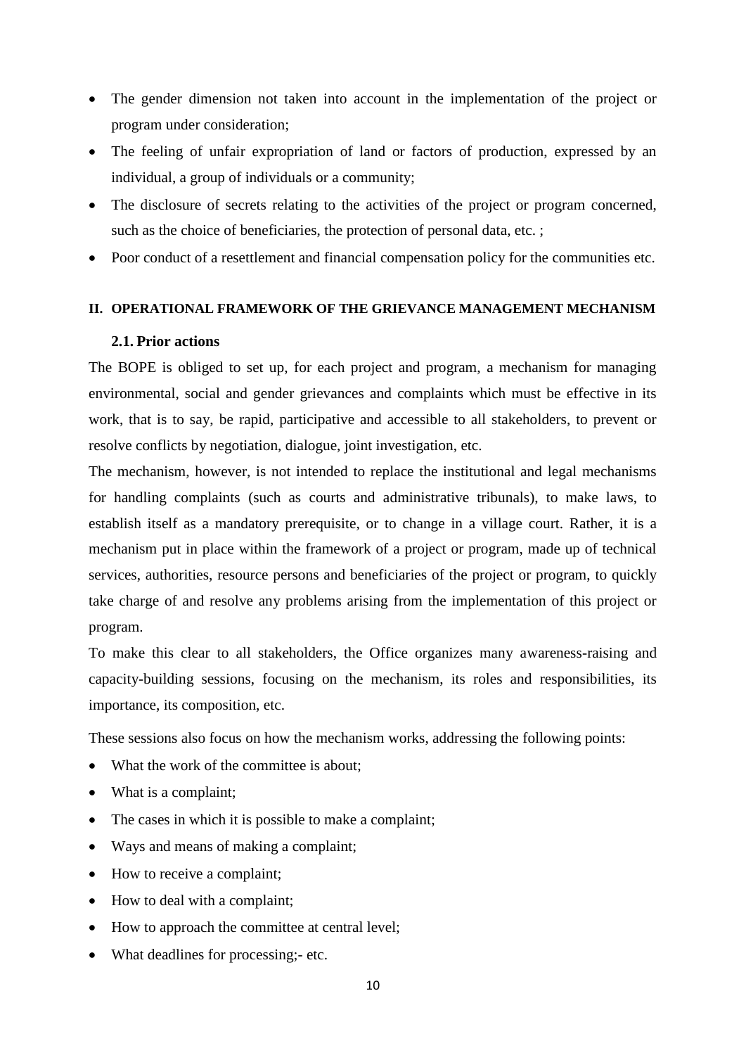- The gender dimension not taken into account in the implementation of the project or program under consideration;
- The feeling of unfair expropriation of land or factors of production, expressed by an individual, a group of individuals or a community;
- The disclosure of secrets relating to the activities of the project or program concerned, such as the choice of beneficiaries, the protection of personal data, etc. ;
- Poor conduct of a resettlement and financial compensation policy for the communities etc.

## II. OPERATIONAL FRAMEWORK OF THE GRIEVANCE MANAGEMENT MECHANISM

### 2.1. Prior actions

The BOPE is obliged to set up, for each project and program, a mechanism for managing environmental, social and gender grievances and complaints which must be effective in its work, that is to say, be rapid, participative and accessible to all stakeholders, to prevent or resolve conflicts by negotiation, dialogue, joint investigation, etc.

The mechanism, however, is not intended to replace the institutional and legal mechanisms for handling complaints (such as courts and administrative tribunals), to make laws, to establish itself as a mandatory prerequisite, or to change in a village court. Rather, it is a mechanism put in place within the framework of a project or program, made up of technical services, authorities, resource persons and beneficiaries of the project or program, to quickly take charge of and resolve any problems arising from the implementation of this project or program.

To make this clear to all stakeholders, the Office organizes many awareness-raising and capacity-building sessions, focusing on the mechanism, its roles and responsibilities, its importance, its composition, etc.

These sessions also focus on how the mechanism works, addressing the following points:

- What the work of the committee is about;
- What is a complaint;
- The cases in which it is possible to make a complaint;
- Ways and means of making a complaint;
- How to receive a complaint;
- How to deal with a complaint;
- How to approach the committee at central level;
- What deadlines for processing;- etc.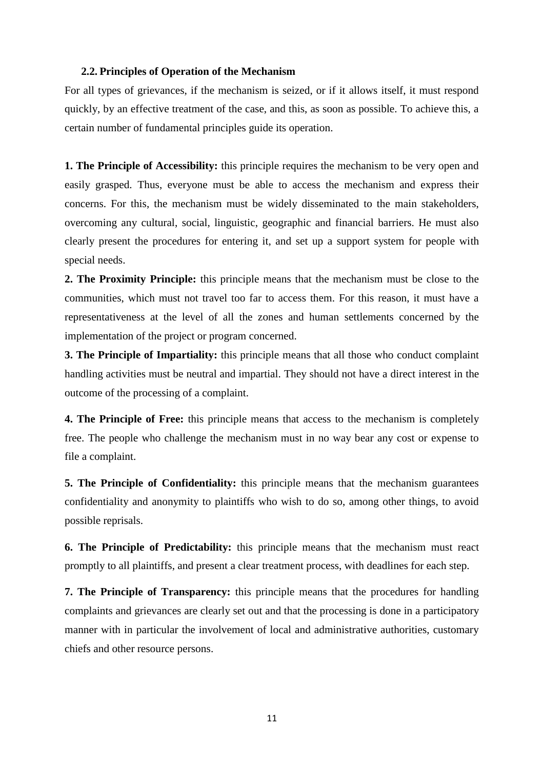### 2.2. Principles of Operation of the Mechanism

For all types of grievances, if the mechanism is seized, or if it allows itself, it must respond quickly, by an effective treatment of the case, and this, as soon as possible. To achieve this, a certain number of fundamental principles guide its operation.

**1. The Principle of Accessibility:** this principle requires the mechanism to be very open and easily grasped. Thus, everyone must be able to access the mechanism and express their concerns. For this, the mechanism must be widely disseminated to the main stakeholders, overcoming any cultural, social, linguistic, geographic and financial barriers. He must also clearly present the procedures for entering it, and set up a support system for people with special needs.

**2. The Proximity Principle:** this principle means that the mechanism must be close to the communities, which must not travel too far to access them. For this reason, it must have a representativeness at the level of all the zones and human settlements concerned by the implementation of the project or program concerned.

**3. The Principle of Impartiality:** this principle means that all those who conduct complaint handling activities must be neutral and impartial. They should not have a direct interest in the outcome of the processing of a complaint.

**4. The Principle of Free:** this principle means that access to the mechanism is completely free. The people who challenge the mechanism must in no way bear any cost or expense to file a complaint.

**5. The Principle of Confidentiality:** this principle means that the mechanism guarantees confidentiality and anonymity to plaintiffs who wish to do so, among other things, to avoid possible reprisals.

**6. The Principle of Predictability:** this principle means that the mechanism must react promptly to all plaintiffs, and present a clear treatment process, with deadlines for each step.

**7. The Principle of Transparency:** this principle means that the procedures for handling complaints and grievances are clearly set out and that the processing is done in a participatory manner with in particular the involvement of local and administrative authorities, customary chiefs and other resource persons.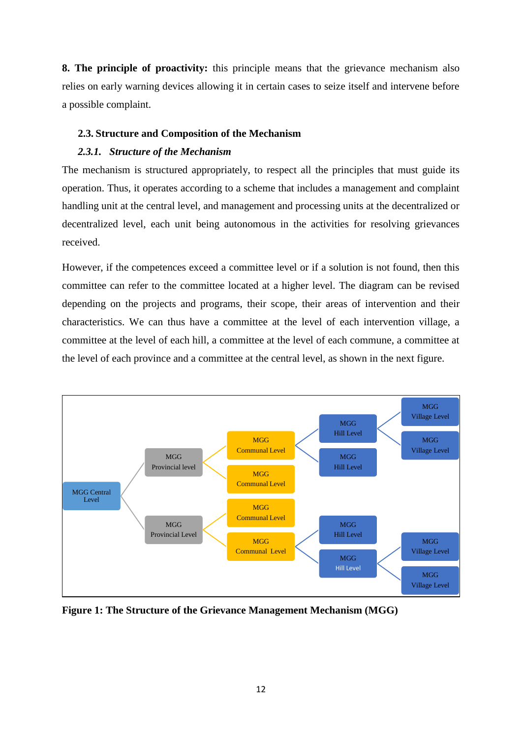**8. The principle of proactivity:** this principle means that the grievance mechanism also relies on early warning devices allowing it in certain cases to seize itself and intervene before a possible complaint.

### 2.3. Structure and Composition of the Mechanism

#### *2.3.1. Structure of the Mechanism*

The mechanism is structured appropriately, to respect all the principles that must guide its operation. Thus, it operates according to a scheme that includes a management and complaint handling unit at the central level, and management and processing units at the decentralized or decentralized level, each unit being autonomous in the activities for resolving grievances received.

However, if the competences exceed a committee level or if a solution is not found, then this committee can refer to the committee located at a higher level. The diagram can be revised depending on the projects and programs, their scope, their areas of intervention and their characteristics. We can thus have a committee at the level of each intervention village, a committee at the level of each hill, a committee at the level of each commune, a committee at the level of each province and a committee at the central level, as shown in the next figure.

MGG Central Level

- MGG Provincial level
  - MGG Communal Level
    - MGG Hill Level
      - MGG Village Level
      - MGG Village Level
    - MGG Hill Level
  - MGG Communal Level
- MGG Provincial Level
  - MGG Communal Level
  - MGG Communal Level
    - MGG Hill Level
    - MGG Hill Level
      - MGG Village Level
      - MGG Village Level

**Figure 1: The Structure of the Grievance Management Mechanism (MGG)**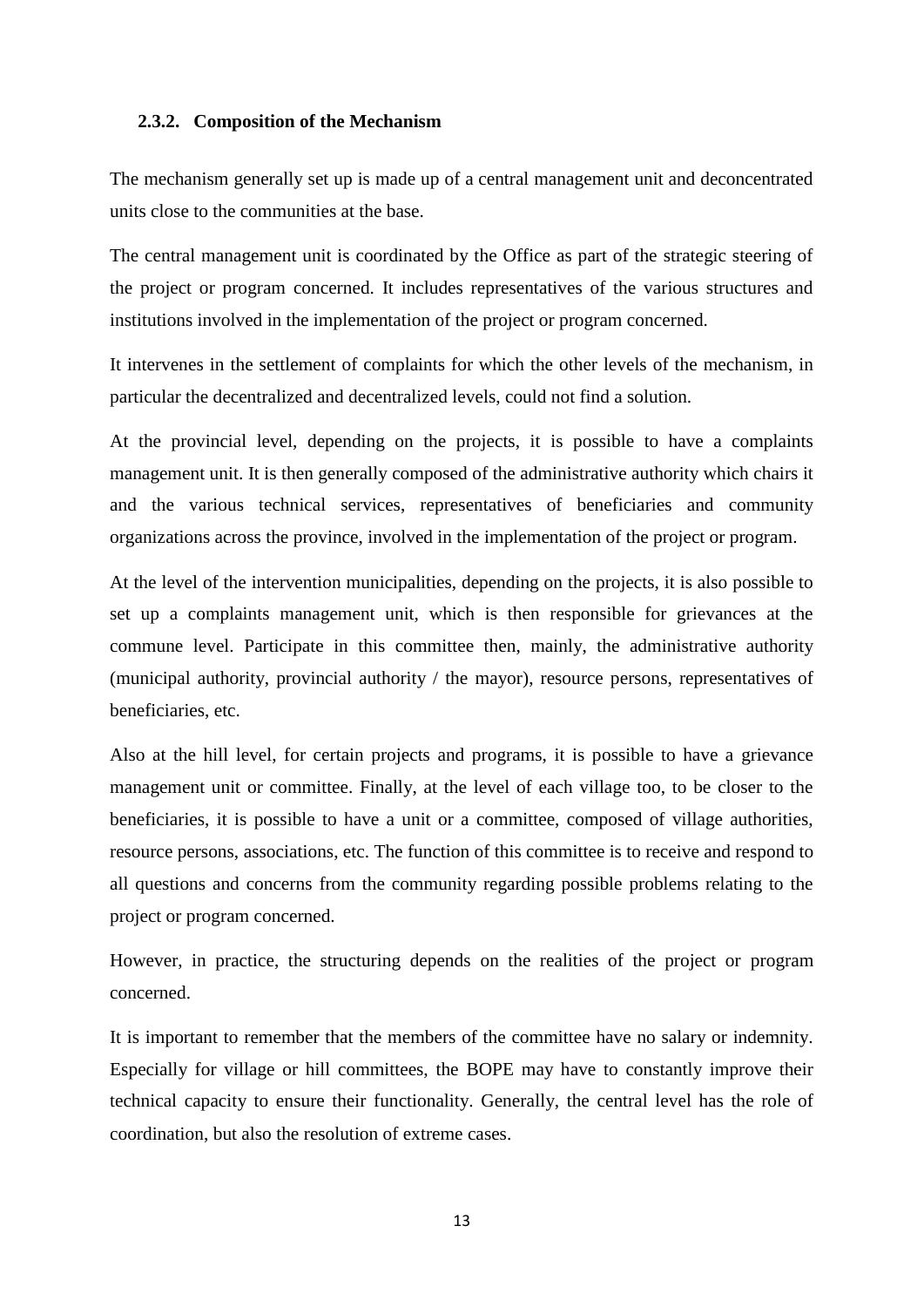### 2.3.2. Composition of the Mechanism

The mechanism generally set up is made up of a central management unit and deconcentrated units close to the communities at the base.

The central management unit is coordinated by the Office as part of the strategic steering of the project or program concerned. It includes representatives of the various structures and institutions involved in the implementation of the project or program concerned.

It intervenes in the settlement of complaints for which the other levels of the mechanism, in particular the decentralized and decentralized levels, could not find a solution.

At the provincial level, depending on the projects, it is possible to have a complaints management unit. It is then generally composed of the administrative authority which chairs it and the various technical services, representatives of beneficiaries and community organizations across the province, involved in the implementation of the project or program.

At the level of the intervention municipalities, depending on the projects, it is also possible to set up a complaints management unit, which is then responsible for grievances at the commune level. Participate in this committee then, mainly, the administrative authority (municipal authority, provincial authority / the mayor), resource persons, representatives of beneficiaries, etc.

Also at the hill level, for certain projects and programs, it is possible to have a grievance management unit or committee. Finally, at the level of each village too, to be closer to the beneficiaries, it is possible to have a unit or a committee, composed of village authorities, resource persons, associations, etc. The function of this committee is to receive and respond to all questions and concerns from the community regarding possible problems relating to the project or program concerned.

However, in practice, the structuring depends on the realities of the project or program concerned.

It is important to remember that the members of the committee have no salary or indemnity. Especially for village or hill committees, the BOPE may have to constantly improve their technical capacity to ensure their functionality. Generally, the central level has the role of coordination, but also the resolution of extreme cases.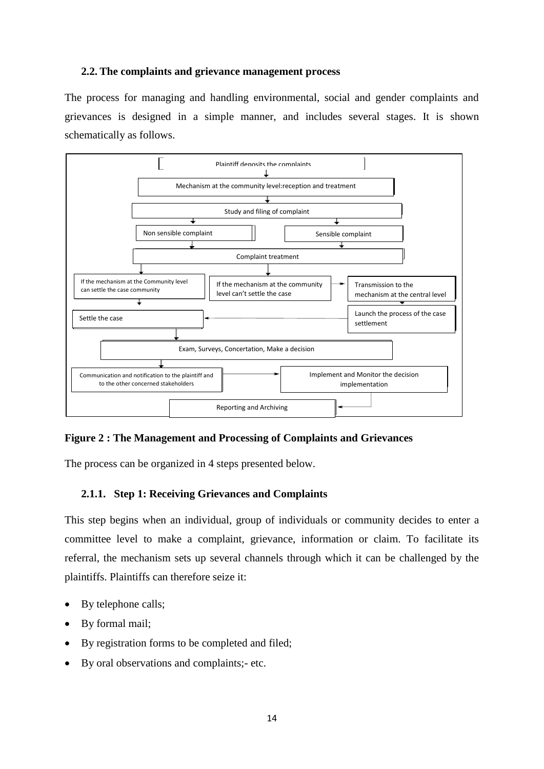### 2.2. The complaints and grievance management process

The process for managing and handling environmental, social and gender complaints and grievances is designed in a simple manner, and includes several stages. It is shown schematically as follows.

Plaintiff deposits the complaints

Mechanism at the community level:reception and treatment

Study and filing of complaint

Non sensible complaint

Sensible complaint

Complaint treatment

If the mechanism at the Community level can settle the case community

If the mechanism at the community level can't settle the case

Transmission to the mechanism at the central level

Launch the process of the case settlement

Settle the case

Exam, Surveys, Concertation, Make a decision

Communication and notification to the plaintiff and to the other concerned stakeholders

Implement and Monitor the decision implementation

Reporting and Archiving

**Figure 2 : The Management and Processing of Complaints and Grievances**

The process can be organized in 4 steps presented below.

#### 2.1.1. Step 1: Receiving Grievances and Complaints

This step begins when an individual, group of individuals or community decides to enter a committee level to make a complaint, grievance, information or claim. To facilitate its referral, the mechanism sets up several channels through which it can be challenged by the plaintiffs. Plaintiffs can therefore seize it:

- By telephone calls;
- By formal mail;
- By registration forms to be completed and filed;
- By oral observations and complaints;- etc.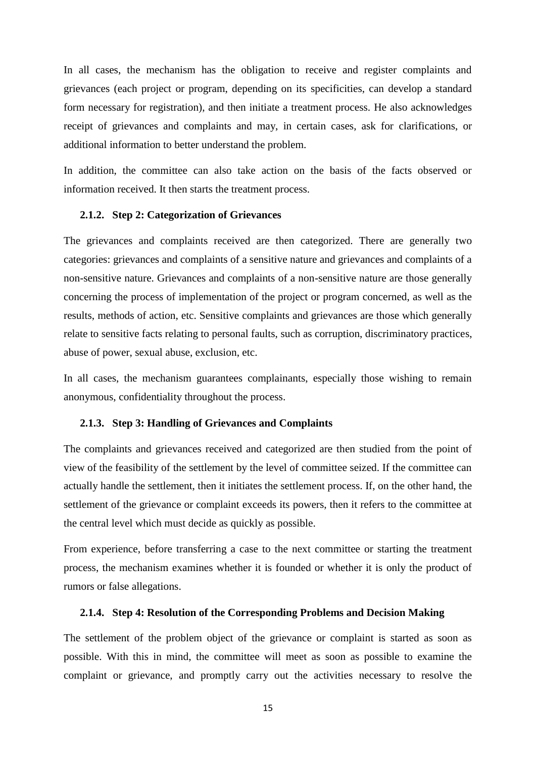In all cases, the mechanism has the obligation to receive and register complaints and grievances (each project or program, depending on its specificities, can develop a standard form necessary for registration), and then initiate a treatment process. He also acknowledges receipt of grievances and complaints and may, in certain cases, ask for clarifications, or additional information to better understand the problem.

In addition, the committee can also take action on the basis of the facts observed or information received. It then starts the treatment process.

### 2.1.2. Step 2: Categorization of Grievances

The grievances and complaints received are then categorized. There are generally two categories: grievances and complaints of a sensitive nature and grievances and complaints of a non-sensitive nature. Grievances and complaints of a non-sensitive nature are those generally concerning the process of implementation of the project or program concerned, as well as the results, methods of action, etc. Sensitive complaints and grievances are those which generally relate to sensitive facts relating to personal faults, such as corruption, discriminatory practices, abuse of power, sexual abuse, exclusion, etc.

In all cases, the mechanism guarantees complainants, especially those wishing to remain anonymous, confidentiality throughout the process.

### 2.1.3. Step 3: Handling of Grievances and Complaints

The complaints and grievances received and categorized are then studied from the point of view of the feasibility of the settlement by the level of committee seized. If the committee can actually handle the settlement, then it initiates the settlement process. If, on the other hand, the settlement of the grievance or complaint exceeds its powers, then it refers to the committee at the central level which must decide as quickly as possible.

From experience, before transferring a case to the next committee or starting the treatment process, the mechanism examines whether it is founded or whether it is only the product of rumors or false allegations.

### 2.1.4. Step 4: Resolution of the Corresponding Problems and Decision Making

The settlement of the problem object of the grievance or complaint is started as soon as possible. With this in mind, the committee will meet as soon as possible to examine the complaint or grievance, and promptly carry out the activities necessary to resolve the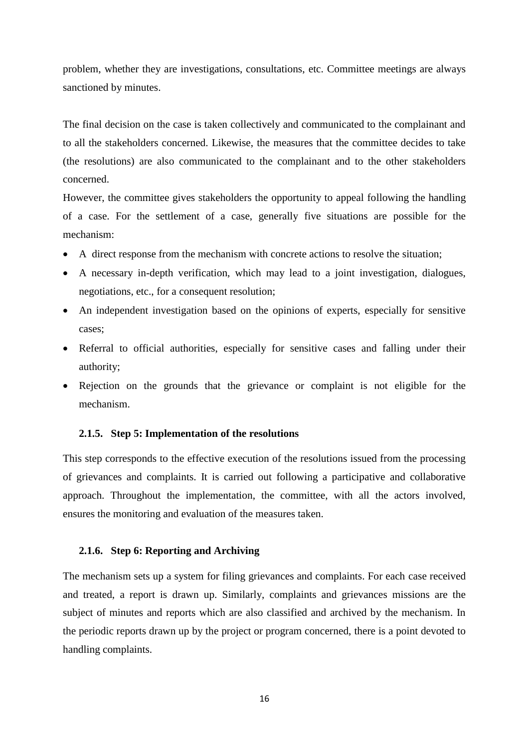problem, whether they are investigations, consultations, etc. Committee meetings are always sanctioned by minutes.

The final decision on the case is taken collectively and communicated to the complainant and to all the stakeholders concerned. Likewise, the measures that the committee decides to take (the resolutions) are also communicated to the complainant and to the other stakeholders concerned.

However, the committee gives stakeholders the opportunity to appeal following the handling of a case. For the settlement of a case, generally five situations are possible for the mechanism:

- A direct response from the mechanism with concrete actions to resolve the situation;
- A necessary in-depth verification, which may lead to a joint investigation, dialogues, negotiations, etc., for a consequent resolution;
- An independent investigation based on the opinions of experts, especially for sensitive cases;
- Referral to official authorities, especially for sensitive cases and falling under their authority;
- Rejection on the grounds that the grievance or complaint is not eligible for the mechanism.

### 2.1.5. Step 5: Implementation of the resolutions

This step corresponds to the effective execution of the resolutions issued from the processing of grievances and complaints. It is carried out following a participative and collaborative approach. Throughout the implementation, the committee, with all the actors involved, ensures the monitoring and evaluation of the measures taken.

### 2.1.6. Step 6: Reporting and Archiving

The mechanism sets up a system for filing grievances and complaints. For each case received and treated, a report is drawn up. Similarly, complaints and grievances missions are the subject of minutes and reports which are also classified and archived by the mechanism. In the periodic reports drawn up by the project or program concerned, there is a point devoted to handling complaints.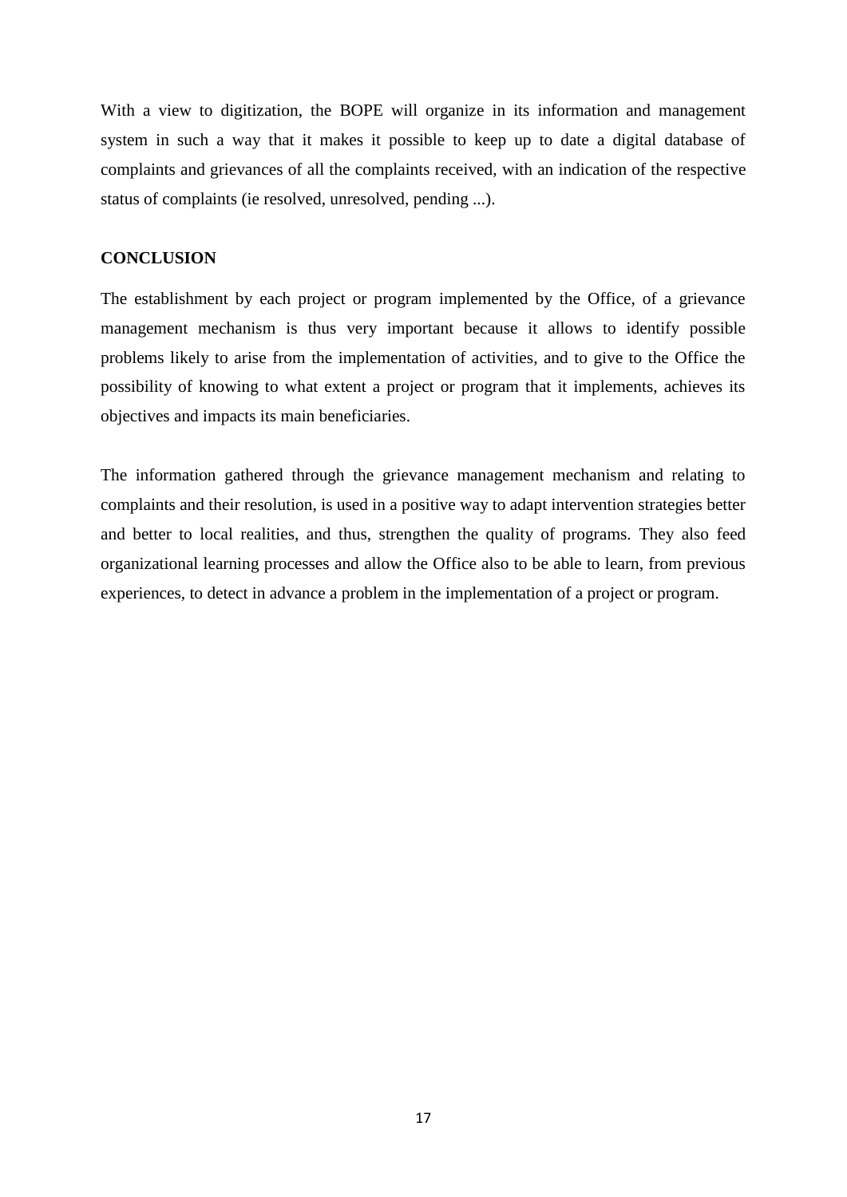With a view to digitization, the BOPE will organize in its information and management system in such a way that it makes it possible to keep up to date a digital database of complaints and grievances of all the complaints received, with an indication of the respective status of complaints (ie resolved, unresolved, pending ...).

## CONCLUSION

The establishment by each project or program implemented by the Office, of a grievance management mechanism is thus very important because it allows to identify possible problems likely to arise from the implementation of activities, and to give to the Office the possibility of knowing to what extent a project or program that it implements, achieves its objectives and impacts its main beneficiaries.

The information gathered through the grievance management mechanism and relating to complaints and their resolution, is used in a positive way to adapt intervention strategies better and better to local realities, and thus, strengthen the quality of programs. They also feed organizational learning processes and allow the Office also to be able to learn, from previous experiences, to detect in advance a problem in the implementation of a project or program.